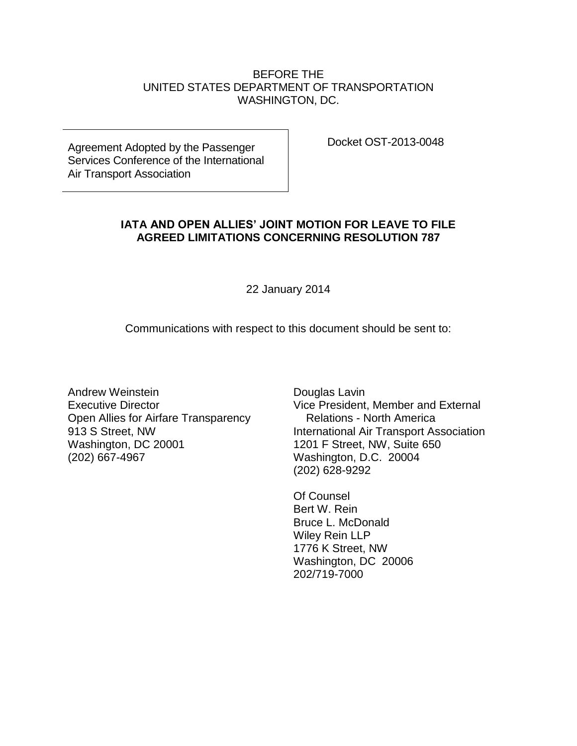BEFORE THE
UNITED STATES DEPARTMENT OF TRANSPORTATION
WASHINGTON, DC.

| Agreement Adopted by the Passenger Services Conference of the International Air Transport Association | Docket OST-2013-0048 |
|---|---|

**IATA AND OPEN ALLIES' JOINT MOTION FOR LEAVE TO FILE AGREED LIMITATIONS CONCERNING RESOLUTION 787**

22 January 2014

Communications with respect to this document should be sent to:

Andrew Weinstein
Executive Director
Open Allies for Airfare Transparency
913 S Street, NW
Washington, DC 20001
(202) 667-4967

Douglas Lavin
Vice President, Member and External Relations - North America
International Air Transport Association
1201 F Street, NW, Suite 650
Washington, D.C. 20004
(202) 628-9292

Of Counsel
Bert W. Rein
Bruce L. McDonald
Wiley Rein LLP
1776 K Street, NW
Washington, DC 20006
202/719-7000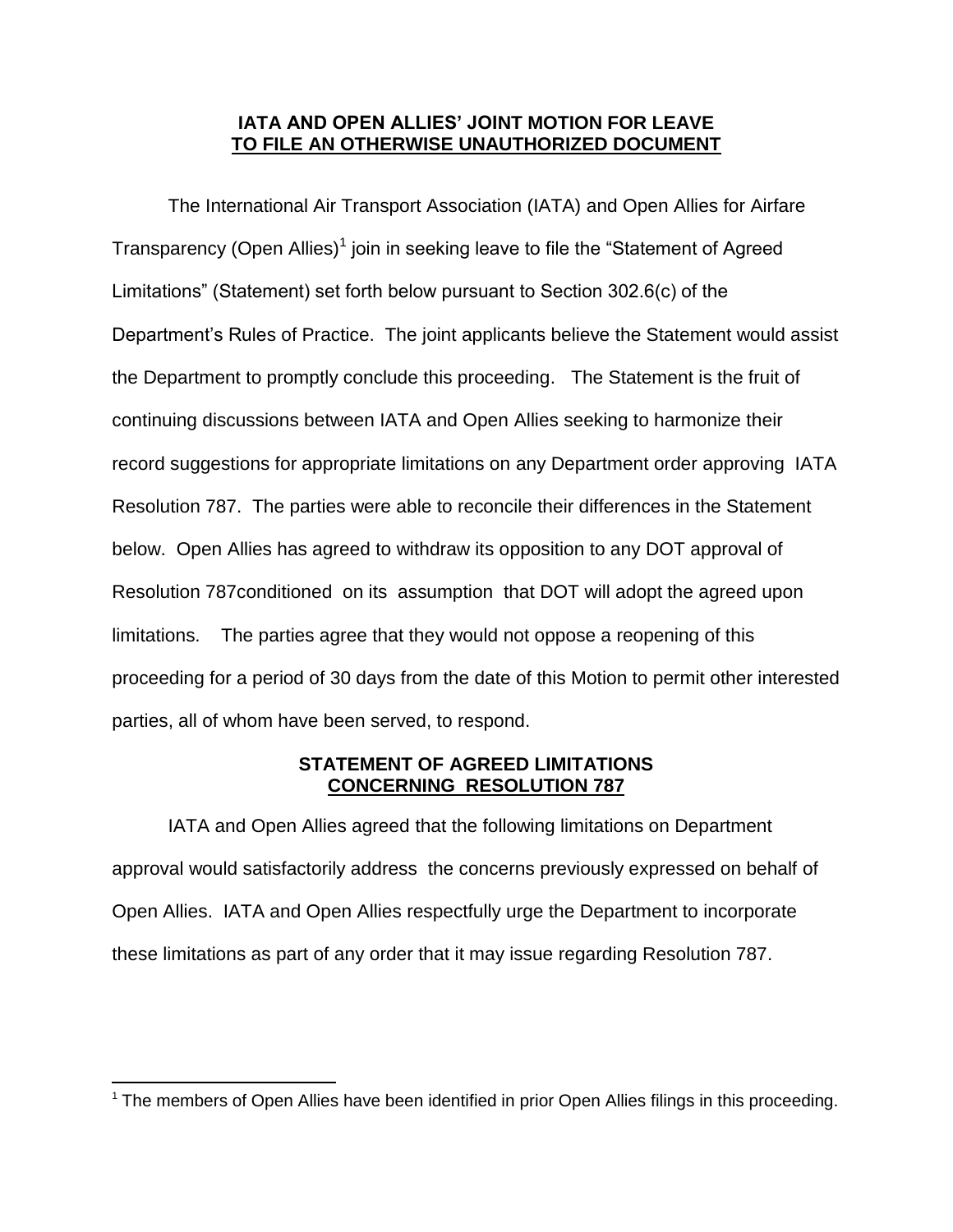**IATA AND OPEN ALLIES' JOINT MOTION FOR LEAVE**
**TO FILE AN OTHERWISE UNAUTHORIZED DOCUMENT**

The International Air Transport Association (IATA) and Open Allies for Airfare Transparency (Open Allies)[1] join in seeking leave to file the "Statement of Agreed Limitations" (Statement) set forth below pursuant to Section 302.6(c) of the Department's Rules of Practice. The joint applicants believe the Statement would assist the Department to promptly conclude this proceeding. The Statement is the fruit of continuing discussions between IATA and Open Allies seeking to harmonize their record suggestions for appropriate limitations on any Department order approving IATA Resolution 787. The parties were able to reconcile their differences in the Statement below. Open Allies has agreed to withdraw its opposition to any DOT approval of Resolution 787conditioned on its assumption that DOT will adopt the agreed upon limitations. The parties agree that they would not oppose a reopening of this proceeding for a period of 30 days from the date of this Motion to permit other interested parties, all of whom have been served, to respond.

**STATEMENT OF AGREED LIMITATIONS**
**CONCERNING RESOLUTION 787**

IATA and Open Allies agreed that the following limitations on Department approval would satisfactorily address the concerns previously expressed on behalf of Open Allies. IATA and Open Allies respectfully urge the Department to incorporate these limitations as part of any order that it may issue regarding Resolution 787.

---

[1] The members of Open Allies have been identified in prior Open Allies filings in this proceeding.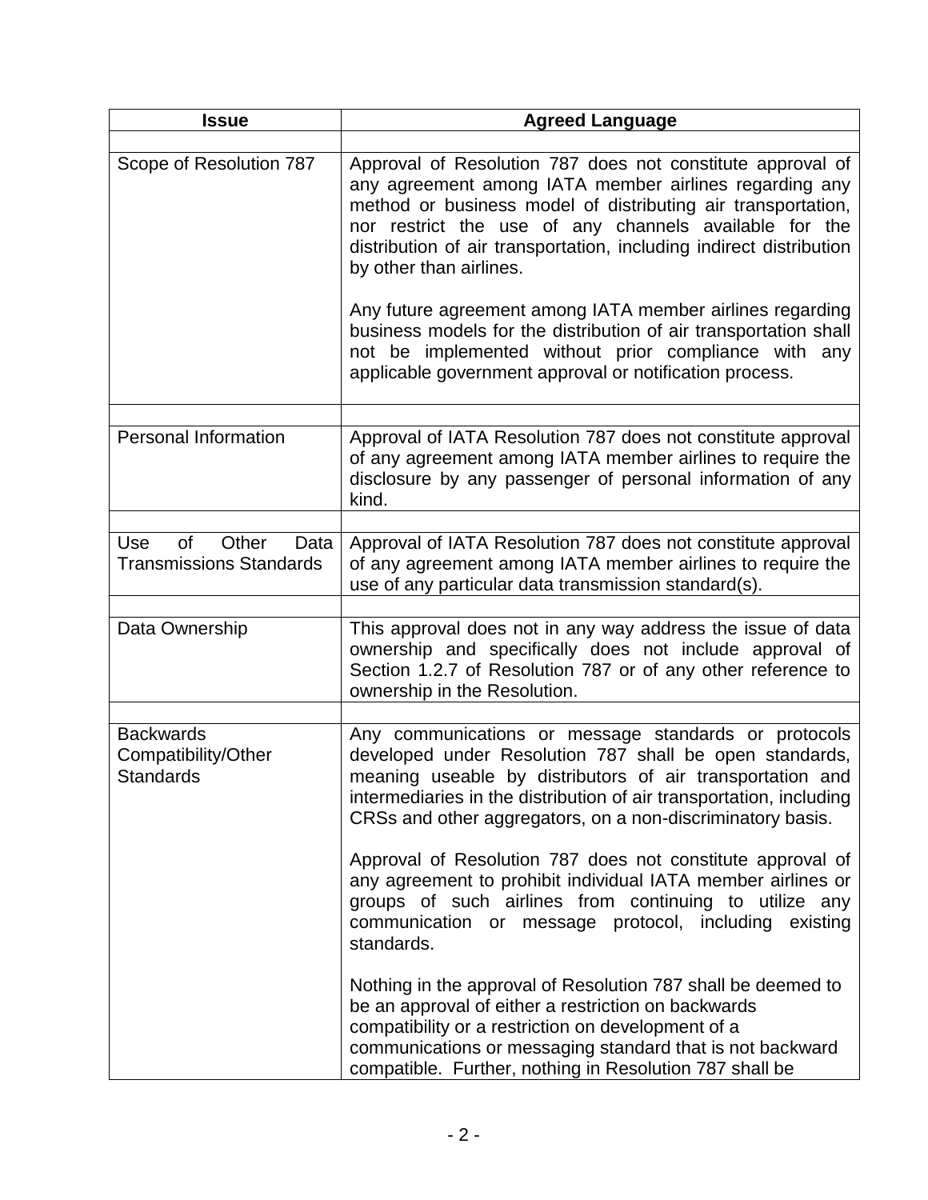| Issue | Agreed Language |
|---|---|
| Scope of Resolution 787 | Approval of Resolution 787 does not constitute approval of any agreement among IATA member airlines regarding any method or business model of distributing air transportation, nor restrict the use of any channels available for the distribution of air transportation, including indirect distribution by other than airlines.<br><br>Any future agreement among IATA member airlines regarding business models for the distribution of air transportation shall not be implemented without prior compliance with any applicable government approval or notification process. |
| Personal Information | Approval of IATA Resolution 787 does not constitute approval of any agreement among IATA member airlines to require the disclosure by any passenger of personal information of any kind. |
| Use of Other Data Transmissions Standards | Approval of IATA Resolution 787 does not constitute approval of any agreement among IATA member airlines to require the use of any particular data transmission standard(s). |
| Data Ownership | This approval does not in any way address the issue of data ownership and specifically does not include approval of Section 1.2.7 of Resolution 787 or of any other reference to ownership in the Resolution. |
| Backwards Compatibility/Other Standards | Any communications or message standards or protocols developed under Resolution 787 shall be open standards, meaning useable by distributors of air transportation and intermediaries in the distribution of air transportation, including CRSs and other aggregators, on a non-discriminatory basis.<br><br>Approval of Resolution 787 does not constitute approval of any agreement to prohibit individual IATA member airlines or groups of such airlines from continuing to utilize any communication or message protocol, including existing standards.<br><br>Nothing in the approval of Resolution 787 shall be deemed to be an approval of either a restriction on backwards compatibility or a restriction on development of a communications or messaging standard that is not backward compatible. Further, nothing in Resolution 787 shall be |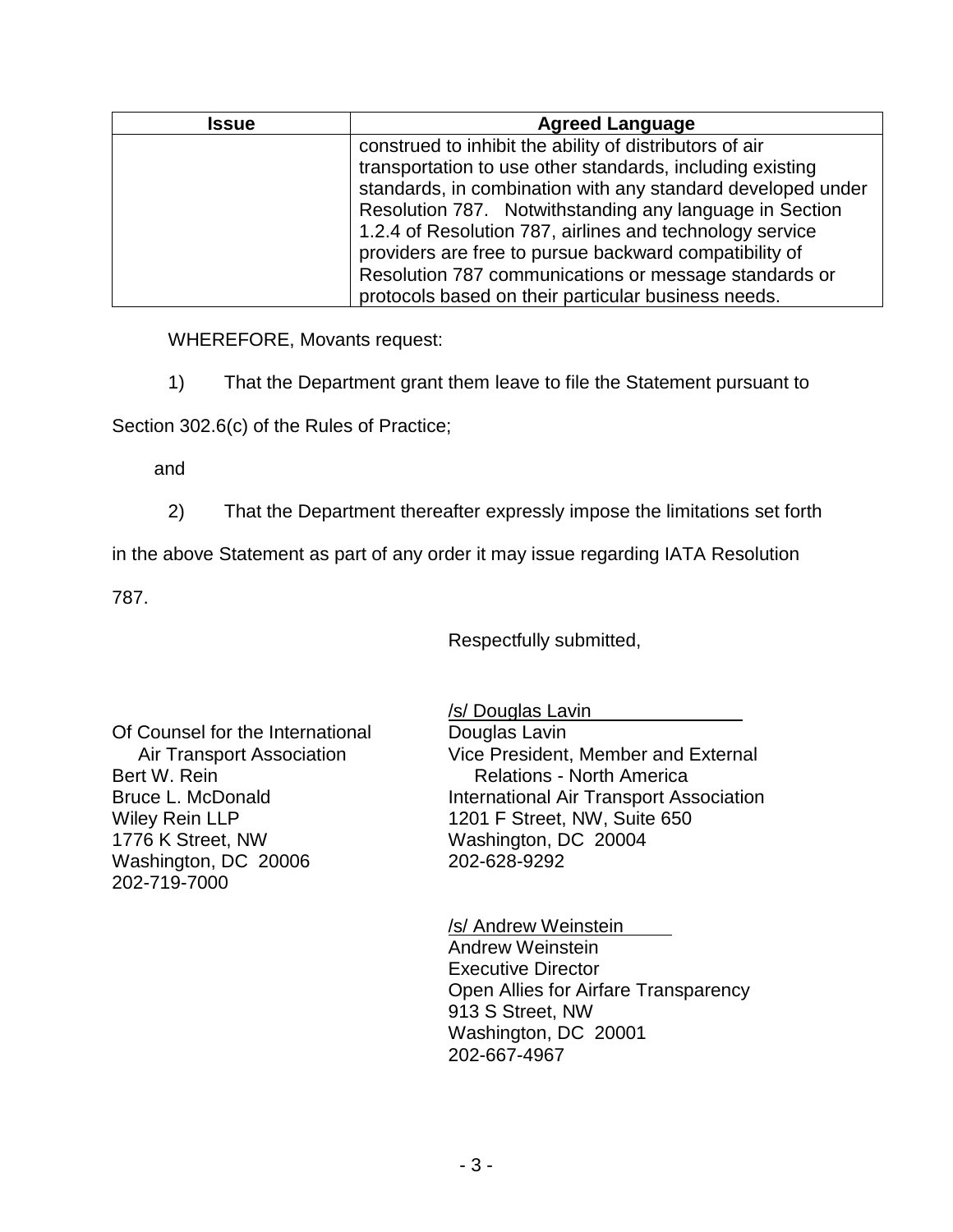| Issue | Agreed Language |
| --- | --- |
| | construed to inhibit the ability of distributors of air transportation to use other standards, including existing standards, in combination with any standard developed under Resolution 787. Notwithstanding any language in Section 1.2.4 of Resolution 787, airlines and technology service providers are free to pursue backward compatibility of Resolution 787 communications or message standards or protocols based on their particular business needs. |

WHEREFORE, Movants request:

1) That the Department grant them leave to file the Statement pursuant to Section 302.6(c) of the Rules of Practice;

and

2) That the Department thereafter expressly impose the limitations set forth in the above Statement as part of any order it may issue regarding IATA Resolution 787.

Respectfully submitted,

/s/ Douglas Lavin
Douglas Lavin
Vice President, Member and External Relations - North America
International Air Transport Association
1201 F Street, NW, Suite 650
Washington, DC 20004
202-628-9292

Of Counsel for the International Air Transport Association
Bert W. Rein
Bruce L. McDonald
Wiley Rein LLP
1776 K Street, NW
Washington, DC 20006
202-719-7000

/s/ Andrew Weinstein
Andrew Weinstein
Executive Director
Open Allies for Airfare Transparency
913 S Street, NW
Washington, DC 20001
202-667-4967